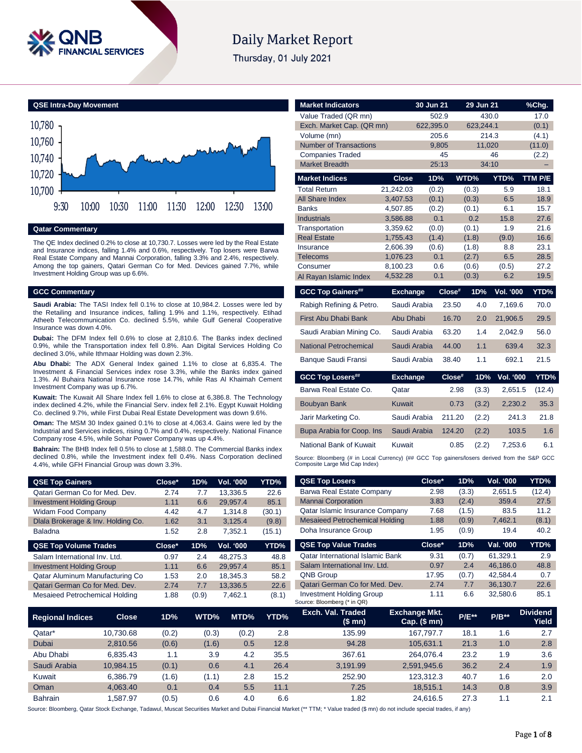# Daily Market Report

Thursday, 01 July 2021

## QSE Intra-Day Movement

## Qatar Commentary

The QE Index declined 0.2% to close at 10,730.7. Losses were led by the Real Estate and Insurance indices, falling 1.4% and 0.6%, respectively. Top losers were Barwa Real Estate Company and Mannai Corporation, falling 3.3% and 2.4%, respectively. Among the top gainers, Qatari German Co for Med. Devices gained 7.7%, while Investment Holding Group was up 6.6%.

## GCC Commentary

**Saudi Arabia:** The TASI Index fell 0.1% to close at 10,984.2. Losses were led by the Retailing and Insurance indices, falling 1.9% and 1.1%, respectively. Etihad Atheeb Telecommunication Co. declined 5.5%, while Gulf General Cooperative Insurance was down 4.0%.

**Dubai:** The DFM Index fell 0.6% to close at 2,810.6. The Banks index declined 0.9%, while the Transportation index fell 0.8%. Aan Digital Services Holding Co declined 3.0%, while Ithmaar Holding was down 2.3%.

**Abu Dhabi:** The ADX General Index gained 1.1% to close at 6,835.4. The Investment & Financial Services index rose 3.3%, while the Banks index gained 1.3%. Al Buhaira National Insurance rose 14.7%, while Ras Al Khaimah Cement Investment Company was up 6.7%.

**Kuwait:** The Kuwait All Share Index fell 1.6% to close at 6,386.8. The Technology index declined 4.2%, while the Financial Serv. index fell 2.1%. Egypt Kuwait Holding Co. declined 9.7%, while First Dubai Real Estate Development was down 9.6%.

**Oman:** The MSM 30 Index gained 0.1% to close at 4,063.4. Gains were led by the Industrial and Services indices, rising 0.7% and 0.4%, respectively. National Finance Company rose 4.5%, while Sohar Power Company was up 4.4%.

**Bahrain:** The BHB Index fell 0.5% to close at 1,588.0. The Commercial Banks index declined 0.8%, while the Investment index fell 0.4%. Nass Corporation declined 4.4%, while GFH Financial Group was down 3.3%.

| Market Indicators | 30 Jun 21 | 29 Jun 21 | %Chg. |
|---|---|---|---|
| Value Traded (QR mn) | 502.9 | 430.0 | 17.0 |
| Exch. Market Cap. (QR mn) | 622,395.0 | 623,244.1 | (0.1) |
| Volume (mn) | 205.6 | 214.3 | (4.1) |
| Number of Transactions | 9,805 | 11,020 | (11.0) |
| Companies Traded | 45 | 46 | (2.2) |
| Market Breadth | 25:13 | 34:10 | – |

| Market Indices | Close | 1D% | WTD% | YTD% | TTM P/E |
|---|---|---|---|---|---|
| Total Return | 21,242.03 | (0.2) | (0.3) | 5.9 | 18.1 |
| All Share Index | 3,407.53 | (0.1) | (0.3) | 6.5 | 18.9 |
| Banks | 4,507.85 | (0.2) | (0.1) | 6.1 | 15.7 |
| Industrials | 3,586.88 | 0.1 | 0.2 | 15.8 | 27.6 |
| Transportation | 3,359.62 | (0.0) | (0.1) | 1.9 | 21.6 |
| Real Estate | 1,755.43 | (1.4) | (1.8) | (9.0) | 16.6 |
| Insurance | 2,606.39 | (0.6) | (1.8) | 8.8 | 23.1 |
| Telecoms | 1,076.23 | 0.1 | (2.7) | 6.5 | 28.5 |
| Consumer | 8,100.23 | 0.6 | (0.6) | (0.5) | 27.2 |
| Al Rayan Islamic Index | 4,532.28 | 0.1 | (0.3) | 6.2 | 19.5 |

| GCC Top Gainers## | Exchange | Close# | 1D% | Vol. '000 | YTD% |
|---|---|---|---|---|---|
| Rabigh Refining & Petro. | Saudi Arabia | 23.50 | 4.0 | 7,169.6 | 70.0 |
| First Abu Dhabi Bank | Abu Dhabi | 16.70 | 2.0 | 21,906.5 | 29.5 |
| Saudi Arabian Mining Co. | Saudi Arabia | 63.20 | 1.4 | 2,042.9 | 56.0 |
| National Petrochemical | Saudi Arabia | 44.00 | 1.1 | 639.4 | 32.3 |
| Banque Saudi Fransi | Saudi Arabia | 38.40 | 1.1 | 692.1 | 21.5 |

| GCC Top Losers## | Exchange | Close# | 1D% | Vol. '000 | YTD% |
|---|---|---|---|---|---|
| Barwa Real Estate Co. | Qatar | 2.98 | (3.3) | 2,651.5 | (12.4) |
| Boubyan Bank | Kuwait | 0.73 | (3.2) | 2,230.2 | 35.3 |
| Jarir Marketing Co. | Saudi Arabia | 211.20 | (2.2) | 241.3 | 21.8 |
| Bupa Arabia for Coop. Ins | Saudi Arabia | 124.20 | (2.2) | 103.5 | 1.6 |
| National Bank of Kuwait | Kuwait | 0.85 | (2.2) | 7,253.6 | 6.1 |

Source: Bloomberg (# in Local Currency) (## GCC Top gainers/losers derived from the S&P GCC Composite Large Mid Cap Index)

| QSE Top Gainers | Close* | 1D% | Vol. '000 | YTD% |
|---|---|---|---|---|
| Qatari German Co for Med. Dev. | 2.74 | 7.7 | 13,336.5 | 22.6 |
| Investment Holding Group | 1.11 | 6.6 | 29,957.4 | 85.1 |
| Widam Food Company | 4.42 | 4.7 | 1,314.8 | (30.1) |
| Dlala Brokerage & Inv. Holding Co. | 1.62 | 3.1 | 3,125.4 | (9.8) |
| Baladna | 1.52 | 2.8 | 7,352.1 | (15.1) |

| QSE Top Volume Trades | Close* | 1D% | Vol. '000 | YTD% |
|---|---|---|---|---|
| Salam International Inv. Ltd. | 0.97 | 2.4 | 48,275.3 | 48.8 |
| Investment Holding Group | 1.11 | 6.6 | 29,957.4 | 85.1 |
| Qatar Aluminum Manufacturing Co | 1.53 | 2.0 | 18,345.3 | 58.2 |
| Qatari German Co for Med. Dev. | 2.74 | 7.7 | 13,336.5 | 22.6 |
| Mesaieed Petrochemical Holding | 1.88 | (0.9) | 7,462.1 | (8.1) |

| QSE Top Losers | Close* | 1D% | Vol. '000 | YTD% |
|---|---|---|---|---|
| Barwa Real Estate Company | 2.98 | (3.3) | 2,651.5 | (12.4) |
| Mannai Corporation | 3.83 | (2.4) | 359.4 | 27.5 |
| Qatar Islamic Insurance Company | 7.68 | (1.5) | 83.5 | 11.2 |
| Mesaieed Petrochemical Holding | 1.88 | (0.9) | 7,462.1 | (8.1) |
| Doha Insurance Group | 1.95 | (0.9) | 19.4 | 40.2 |

| QSE Top Value Trades | Close* | 1D% | Val. '000 | YTD% |
|---|---|---|---|---|
| Qatar International Islamic Bank | 9.31 | (0.7) | 61,329.1 | 2.9 |
| Salam International Inv. Ltd. | 0.97 | 2.4 | 46,186.0 | 48.8 |
| QNB Group | 17.95 | (0.7) | 42,584.4 | 0.7 |
| Qatari German Co for Med. Dev. | 2.74 | 7.7 | 36,130.7 | 22.6 |
| Investment Holding Group | 1.11 | 6.6 | 32,580.6 | 85.1 |

Source: Bloomberg (* in QR)

| Regional Indices | Close | 1D% | WTD% | MTD% | YTD% | Exch. Val. Traded ($ mn) | Exchange Mkt. Cap. ($ mn) | P/E** | P/B** | Dividend Yield |
|---|---|---|---|---|---|---|---|---|---|---|
| Qatar* | 10,730.68 | (0.2) | (0.3) | (0.2) | 2.8 | 135.99 | 167,797.7 | 18.1 | 1.6 | 2.7 |
| Dubai | 2,810.56 | (0.6) | (1.6) | 0.5 | 12.8 | 94.28 | 105,631.1 | 21.3 | 1.0 | 2.8 |
| Abu Dhabi | 6,835.43 | 1.1 | 3.9 | 4.2 | 35.5 | 367.61 | 264,076.4 | 23.2 | 1.9 | 3.6 |
| Saudi Arabia | 10,984.15 | (0.1) | 0.6 | 4.1 | 26.4 | 3,191.99 | 2,591,945.6 | 36.2 | 2.4 | 1.9 |
| Kuwait | 6,386.79 | (1.6) | (1.1) | 2.8 | 15.2 | 252.90 | 123,312.3 | 40.7 | 1.6 | 2.0 |
| Oman | 4,063.40 | 0.1 | 0.4 | 5.5 | 11.1 | 7.25 | 18,515.1 | 14.3 | 0.8 | 3.9 |
| Bahrain | 1,587.97 | (0.5) | 0.6 | 4.0 | 6.6 | 1.82 | 24,616.5 | 27.3 | 1.1 | 2.1 |

Source: Bloomberg, Qatar Stock Exchange, Tadawul, Muscat Securities Market and Dubai Financial Market (** TTM; * Value traded ($ mn) do not include special trades, if any)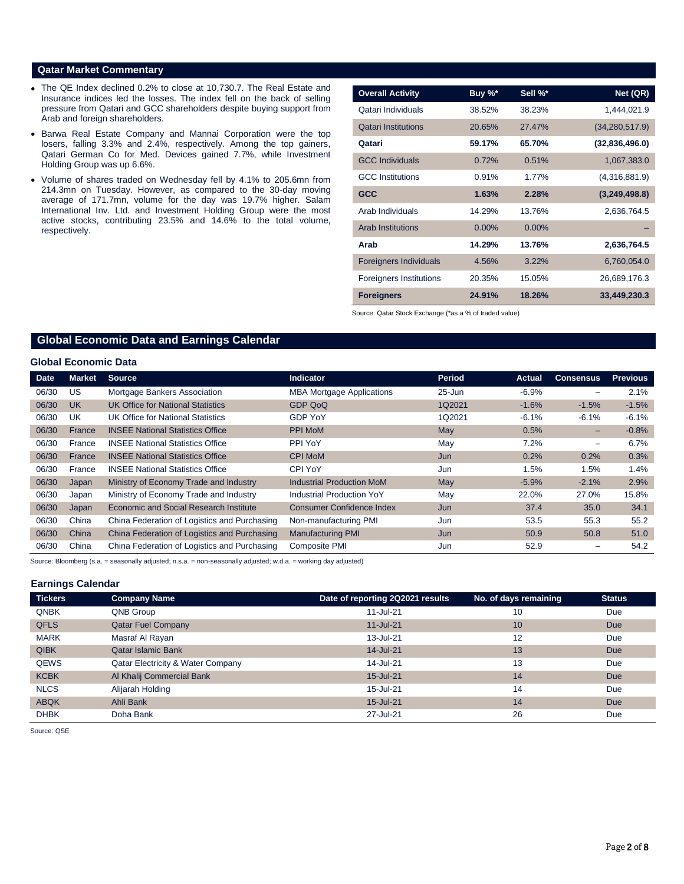## Qatar Market Commentary

- The QE Index declined 0.2% to close at 10,730.7. The Real Estate and Insurance indices led the losses. The index fell on the back of selling pressure from Qatari and GCC shareholders despite buying support from Arab and foreign shareholders.
- Barwa Real Estate Company and Mannai Corporation were the top losers, falling 3.3% and 2.4%, respectively. Among the top gainers, Qatari German Co for Med. Devices gained 7.7%, while Investment Holding Group was up 6.6%.
- Volume of shares traded on Wednesday fell by 4.1% to 205.6mn from 214.3mn on Tuesday. However, as compared to the 30-day moving average of 171.7mn, volume for the day was 19.7% higher. Salam International Inv. Ltd. and Investment Holding Group were the most active stocks, contributing 23.5% and 14.6% to the total volume, respectively.

| Overall Activity | Buy %* | Sell %* | Net (QR) |
|---|---|---|---|
| Qatari Individuals | 38.52% | 38.23% | 1,444,021.9 |
| Qatari Institutions | 20.65% | 27.47% | (34,280,517.9) |
| **Qatari** | **59.17%** | **65.70%** | **(32,836,496.0)** |
| GCC Individuals | 0.72% | 0.51% | 1,067,383.0 |
| GCC Institutions | 0.91% | 1.77% | (4,316,881.9) |
| **GCC** | **1.63%** | **2.28%** | **(3,249,498.8)** |
| Arab Individuals | 14.29% | 13.76% | 2,636,764.5 |
| Arab Institutions | 0.00% | 0.00% | – |
| **Arab** | **14.29%** | **13.76%** | **2,636,764.5** |
| Foreigners Individuals | 4.56% | 3.22% | 6,760,054.0 |
| Foreigners Institutions | 20.35% | 15.05% | 26,689,176.3 |
| **Foreigners** | **24.91%** | **18.26%** | **33,449,230.3** |

Source: Qatar Stock Exchange (*as a % of traded value)

## Global Economic Data and Earnings Calendar

### Global Economic Data

| Date | Market | Source | Indicator | Period | Actual | Consensus | Previous |
|---|---|---|---|---|---|---|---|
| 06/30 | US | Mortgage Bankers Association | MBA Mortgage Applications | 25-Jun | -6.9% | – | 2.1% |
| 06/30 | UK | UK Office for National Statistics | GDP QoQ | 1Q2021 | -1.6% | -1.5% | -1.5% |
| 06/30 | UK | UK Office for National Statistics | GDP YoY | 1Q2021 | -6.1% | -6.1% | -6.1% |
| 06/30 | France | INSEE National Statistics Office | PPI MoM | May | 0.5% | – | -0.8% |
| 06/30 | France | INSEE National Statistics Office | PPI YoY | May | 7.2% | – | 6.7% |
| 06/30 | France | INSEE National Statistics Office | CPI MoM | Jun | 0.2% | 0.2% | 0.3% |
| 06/30 | France | INSEE National Statistics Office | CPI YoY | Jun | 1.5% | 1.5% | 1.4% |
| 06/30 | Japan | Ministry of Economy Trade and Industry | Industrial Production MoM | May | -5.9% | -2.1% | 2.9% |
| 06/30 | Japan | Ministry of Economy Trade and Industry | Industrial Production YoY | May | 22.0% | 27.0% | 15.8% |
| 06/30 | Japan | Economic and Social Research Institute | Consumer Confidence Index | Jun | 37.4 | 35.0 | 34.1 |
| 06/30 | China | China Federation of Logistics and Purchasing | Non-manufacturing PMI | Jun | 53.5 | 55.3 | 55.2 |
| 06/30 | China | China Federation of Logistics and Purchasing | Manufacturing PMI | Jun | 50.9 | 50.8 | 51.0 |
| 06/30 | China | China Federation of Logistics and Purchasing | Composite PMI | Jun | 52.9 | – | 54.2 |

Source: Bloomberg (s.a. = seasonally adjusted; n.s.a. = non-seasonally adjusted; w.d.a. = working day adjusted)

### Earnings Calendar

| Tickers | Company Name | Date of reporting 2Q2021 results | No. of days remaining | Status |
|---|---|---|---|---|
| QNBK | QNB Group | 11-Jul-21 | 10 | Due |
| QFLS | Qatar Fuel Company | 11-Jul-21 | 10 | Due |
| MARK | Masraf Al Rayan | 13-Jul-21 | 12 | Due |
| QIBK | Qatar Islamic Bank | 14-Jul-21 | 13 | Due |
| QEWS | Qatar Electricity & Water Company | 14-Jul-21 | 13 | Due |
| KCBK | Al Khalij Commercial Bank | 15-Jul-21 | 14 | Due |
| NLCS | Alijarah Holding | 15-Jul-21 | 14 | Due |
| ABQK | Ahli Bank | 15-Jul-21 | 14 | Due |
| DHBK | Doha Bank | 27-Jul-21 | 26 | Due |

Source: QSE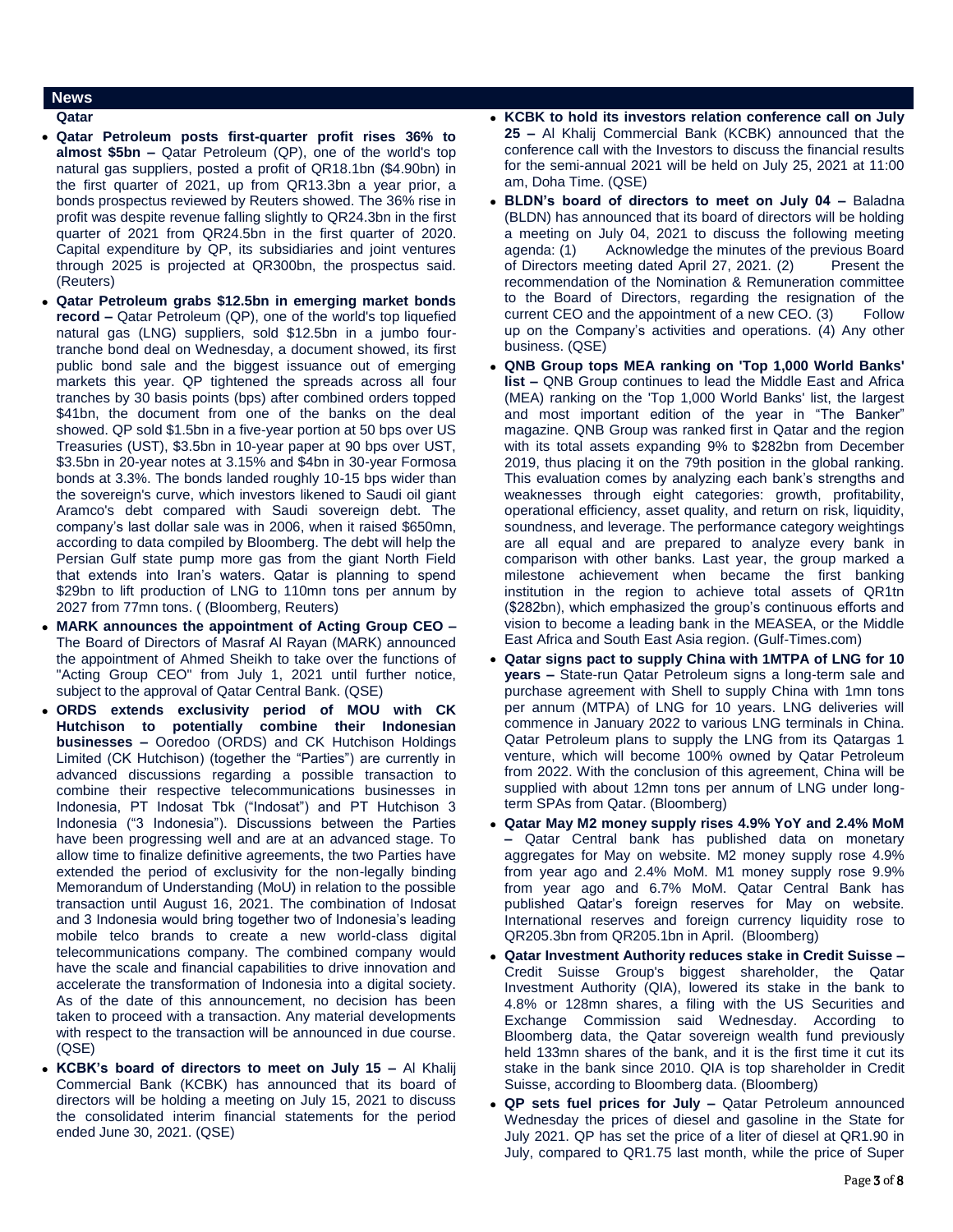## News

### Qatar

- **Qatar Petroleum posts first-quarter profit rises 36% to almost $5bn –** Qatar Petroleum (QP), one of the world's top natural gas suppliers, posted a profit of QR18.1bn ($4.90bn) in the first quarter of 2021, up from QR13.3bn a year prior, a bonds prospectus reviewed by Reuters showed. The 36% rise in profit was despite revenue falling slightly to QR24.3bn in the first quarter of 2021 from QR24.5bn in the first quarter of 2020. Capital expenditure by QP, its subsidiaries and joint ventures through 2025 is projected at QR300bn, the prospectus said. (Reuters)
- **Qatar Petroleum grabs $12.5bn in emerging market bonds record –** Qatar Petroleum (QP), one of the world's top liquefied natural gas (LNG) suppliers, sold $12.5bn in a jumbo four-tranche bond deal on Wednesday, a document showed, its first public bond sale and the biggest issuance out of emerging markets this year. QP tightened the spreads across all four tranches by 30 basis points (bps) after combined orders topped $41bn, the document from one of the banks on the deal showed. QP sold $1.5bn in a five-year portion at 50 bps over US Treasuries (UST), $3.5bn in 10-year paper at 90 bps over UST, $3.5bn in 20-year notes at 3.15% and $4bn in 30-year Formosa bonds at 3.3%. The bonds landed roughly 10-15 bps wider than the sovereign's curve, which investors likened to Saudi oil giant Aramco's debt compared with Saudi sovereign debt. The company's last dollar sale was in 2006, when it raised $650mn, according to data compiled by Bloomberg. The debt will help the Persian Gulf state pump more gas from the giant North Field that extends into Iran's waters. Qatar is planning to spend $29bn to lift production of LNG to 110mn tons per annum by 2027 from 77mn tons. ( (Bloomberg, Reuters)
- **MARK announces the appointment of Acting Group CEO –** The Board of Directors of Masraf Al Rayan (MARK) announced the appointment of Ahmed Sheikh to take over the functions of "Acting Group CEO" from July 1, 2021 until further notice, subject to the approval of Qatar Central Bank. (QSE)
- **ORDS extends exclusivity period of MOU with CK Hutchison to potentially combine their Indonesian businesses –** Ooredoo (ORDS) and CK Hutchison Holdings Limited (CK Hutchison) (together the "Parties") are currently in advanced discussions regarding a possible transaction to combine their respective telecommunications businesses in Indonesia, PT Indosat Tbk ("Indosat") and PT Hutchison 3 Indonesia ("3 Indonesia"). Discussions between the Parties have been progressing well and are at an advanced stage. To allow time to finalize definitive agreements, the two Parties have extended the period of exclusivity for the non-legally binding Memorandum of Understanding (MoU) in relation to the possible transaction until August 16, 2021. The combination of Indosat and 3 Indonesia would bring together two of Indonesia's leading mobile telco brands to create a new world-class digital telecommunications company. The combined company would have the scale and financial capabilities to drive innovation and accelerate the transformation of Indonesia into a digital society. As of the date of this announcement, no decision has been taken to proceed with a transaction. Any material developments with respect to the transaction will be announced in due course. (QSE)
- **KCBK's board of directors to meet on July 15 –** Al Khalij Commercial Bank (KCBK) has announced that its board of directors will be holding a meeting on July 15, 2021 to discuss the consolidated interim financial statements for the period ended June 30, 2021. (QSE)
- **KCBK to hold its investors relation conference call on July 25 –** Al Khalij Commercial Bank (KCBK) announced that the conference call with the Investors to discuss the financial results for the semi-annual 2021 will be held on July 25, 2021 at 11:00 am, Doha Time. (QSE)
- **BLDN's board of directors to meet on July 04 –** Baladna (BLDN) has announced that its board of directors will be holding a meeting on July 04, 2021 to discuss the following meeting agenda: (1) Acknowledge the minutes of the previous Board of Directors meeting dated April 27, 2021. (2) Present the recommendation of the Nomination & Remuneration committee to the Board of Directors, regarding the resignation of the current CEO and the appointment of a new CEO. (3) Follow up on the Company's activities and operations. (4) Any other business. (QSE)
- **QNB Group tops MEA ranking on 'Top 1,000 World Banks' list –** QNB Group continues to lead the Middle East and Africa (MEA) ranking on the 'Top 1,000 World Banks' list, the largest and most important edition of the year in "The Banker" magazine. QNB Group was ranked first in Qatar and the region with its total assets expanding 9% to $282bn from December 2019, thus placing it on the 79th position in the global ranking. This evaluation comes by analyzing each bank's strengths and weaknesses through eight categories: growth, profitability, operational efficiency, asset quality, and return on risk, liquidity, soundness, and leverage. The performance category weightings are all equal and are prepared to analyze every bank in comparison with other banks. Last year, the group marked a milestone achievement when became the first banking institution in the region to achieve total assets of QR1tn ($282bn), which emphasized the group's continuous efforts and vision to become a leading bank in the MEASEA, or the Middle East Africa and South East Asia region. (Gulf-Times.com)
- **Qatar signs pact to supply China with 1MTPA of LNG for 10 years –** State-run Qatar Petroleum signs a long-term sale and purchase agreement with Shell to supply China with 1mn tons per annum (MTPA) of LNG for 10 years. LNG deliveries will commence in January 2022 to various LNG terminals in China. Qatar Petroleum plans to supply the LNG from its Qatargas 1 venture, which will become 100% owned by Qatar Petroleum from 2022. With the conclusion of this agreement, China will be supplied with about 12mn tons per annum of LNG under long-term SPAs from Qatar. (Bloomberg)
- **Qatar May M2 money supply rises 4.9% YoY and 2.4% MoM –** Qatar Central bank has published data on monetary aggregates for May on website. M2 money supply rose 4.9% from year ago and 2.4% MoM. M1 money supply rose 9.9% from year ago and 6.7% MoM. Qatar Central Bank has published Qatar's foreign reserves for May on website. International reserves and foreign currency liquidity rose to QR205.3bn from QR205.1bn in April. (Bloomberg)
- **Qatar Investment Authority reduces stake in Credit Suisse –** Credit Suisse Group's biggest shareholder, the Qatar Investment Authority (QIA), lowered its stake in the bank to 4.8% or 128mn shares, a filing with the US Securities and Exchange Commission said Wednesday. According to Bloomberg data, the Qatar sovereign wealth fund previously held 133mn shares of the bank, and it is the first time it cut its stake in the bank since 2010. QIA is top shareholder in Credit Suisse, according to Bloomberg data. (Bloomberg)
- **QP sets fuel prices for July –** Qatar Petroleum announced Wednesday the prices of diesel and gasoline in the State for July 2021. QP has set the price of a liter of diesel at QR1.90 in July, compared to QR1.75 last month, while the price of Super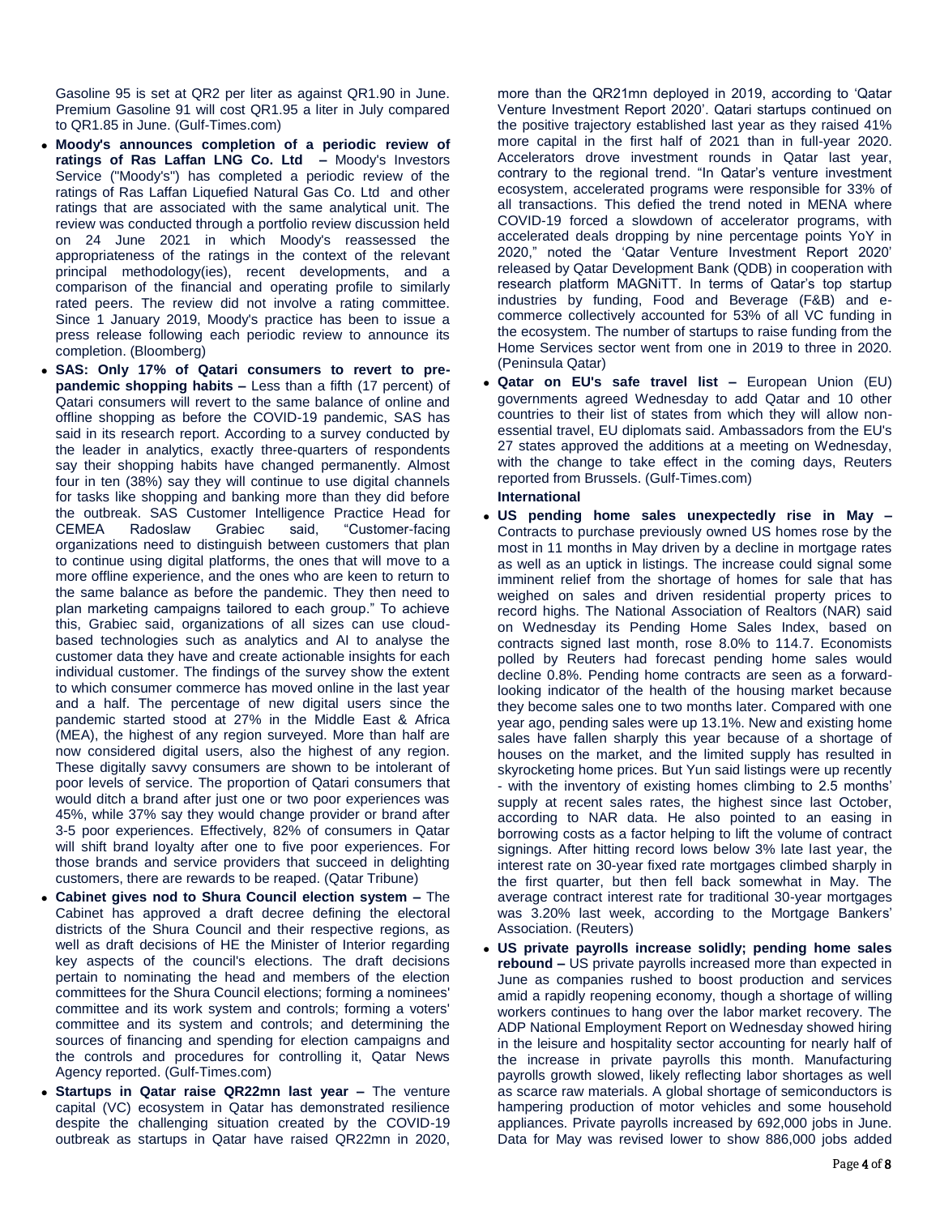Gasoline 95 is set at QR2 per liter as against QR1.90 in June. Premium Gasoline 91 will cost QR1.95 a liter in July compared to QR1.85 in June. (Gulf-Times.com)

- **Moody's announces completion of a periodic review of ratings of Ras Laffan LNG Co. Ltd –** Moody's Investors Service ("Moody's") has completed a periodic review of the ratings of Ras Laffan Liquefied Natural Gas Co. Ltd and other ratings that are associated with the same analytical unit. The review was conducted through a portfolio review discussion held on 24 June 2021 in which Moody's reassessed the appropriateness of the ratings in the context of the relevant principal methodology(ies), recent developments, and a comparison of the financial and operating profile to similarly rated peers. The review did not involve a rating committee. Since 1 January 2019, Moody's practice has been to issue a press release following each periodic review to announce its completion. (Bloomberg)
- **SAS: Only 17% of Qatari consumers to revert to pre-pandemic shopping habits –** Less than a fifth (17 percent) of Qatari consumers will revert to the same balance of online and offline shopping as before the COVID-19 pandemic, SAS has said in its research report. According to a survey conducted by the leader in analytics, exactly three-quarters of respondents say their shopping habits have changed permanently. Almost four in ten (38%) say they will continue to use digital channels for tasks like shopping and banking more than they did before the outbreak. SAS Customer Intelligence Practice Head for CEMEA Radoslaw Grabiec said, "Customer-facing organizations need to distinguish between customers that plan to continue using digital platforms, the ones that will move to a more offline experience, and the ones who are keen to return to the same balance as before the pandemic. They then need to plan marketing campaigns tailored to each group." To achieve this, Grabiec said, organizations of all sizes can use cloud-based technologies such as analytics and AI to analyse the customer data they have and create actionable insights for each individual customer. The findings of the survey show the extent to which consumer commerce has moved online in the last year and a half. The percentage of new digital users since the pandemic started stood at 27% in the Middle East & Africa (MEA), the highest of any region surveyed. More than half are now considered digital users, also the highest of any region. These digitally savvy consumers are shown to be intolerant of poor levels of service. The proportion of Qatari consumers that would ditch a brand after just one or two poor experiences was 45%, while 37% say they would change provider or brand after 3-5 poor experiences. Effectively, 82% of consumers in Qatar will shift brand loyalty after one to five poor experiences. For those brands and service providers that succeed in delighting customers, there are rewards to be reaped. (Qatar Tribune)
- **Cabinet gives nod to Shura Council election system –** The Cabinet has approved a draft decree defining the electoral districts of the Shura Council and their respective regions, as well as draft decisions of HE the Minister of Interior regarding key aspects of the council's elections. The draft decisions pertain to nominating the head and members of the election committees for the Shura Council elections; forming a nominees' committee and its work system and controls; forming a voters' committee and its system and controls; and determining the sources of financing and spending for election campaigns and the controls and procedures for controlling it, Qatar News Agency reported. (Gulf-Times.com)
- **Startups in Qatar raise QR22mn last year –** The venture capital (VC) ecosystem in Qatar has demonstrated resilience despite the challenging situation created by the COVID-19 outbreak as startups in Qatar have raised QR22mn in 2020, more than the QR21mn deployed in 2019, according to 'Qatar Venture Investment Report 2020'. Qatari startups continued on the positive trajectory established last year as they raised 41% more capital in the first half of 2021 than in full-year 2020. Accelerators drove investment rounds in Qatar last year, contrary to the regional trend. "In Qatar's venture investment ecosystem, accelerated programs were responsible for 33% of all transactions. This defied the trend noted in MENA where COVID-19 forced a slowdown of accelerator programs, with accelerated deals dropping by nine percentage points YoY in 2020," noted the 'Qatar Venture Investment Report 2020' released by Qatar Development Bank (QDB) in cooperation with research platform MAGNiTT. In terms of Qatar's top startup industries by funding, Food and Beverage (F&B) and e-commerce collectively accounted for 53% of all VC funding in the ecosystem. The number of startups to raise funding from the Home Services sector went from one in 2019 to three in 2020. (Peninsula Qatar)
- **Qatar on EU's safe travel list –** European Union (EU) governments agreed Wednesday to add Qatar and 10 other countries to their list of states from which they will allow non-essential travel, EU diplomats said. Ambassadors from the EU's 27 states approved the additions at a meeting on Wednesday, with the change to take effect in the coming days, Reuters reported from Brussels. (Gulf-Times.com)

**International**

- **US pending home sales unexpectedly rise in May –** Contracts to purchase previously owned US homes rose by the most in 11 months in May driven by a decline in mortgage rates as well as an uptick in listings. The increase could signal some imminent relief from the shortage of homes for sale that has weighed on sales and driven residential property prices to record highs. The National Association of Realtors (NAR) said on Wednesday its Pending Home Sales Index, based on contracts signed last month, rose 8.0% to 114.7. Economists polled by Reuters had forecast pending home sales would decline 0.8%. Pending home contracts are seen as a forward-looking indicator of the health of the housing market because they become sales one to two months later. Compared with one year ago, pending sales were up 13.1%. New and existing home sales have fallen sharply this year because of a shortage of houses on the market, and the limited supply has resulted in skyrocketing home prices. But Yun said listings were up recently - with the inventory of existing homes climbing to 2.5 months' supply at recent sales rates, the highest since last October, according to NAR data. He also pointed to an easing in borrowing costs as a factor helping to lift the volume of contract signings. After hitting record lows below 3% late last year, the interest rate on 30-year fixed rate mortgages climbed sharply in the first quarter, but then fell back somewhat in May. The average contract interest rate for traditional 30-year mortgages was 3.20% last week, according to the Mortgage Bankers' Association. (Reuters)
- **US private payrolls increase solidly; pending home sales rebound –** US private payrolls increased more than expected in June as companies rushed to boost production and services amid a rapidly reopening economy, though a shortage of willing workers continues to hang over the labor market recovery. The ADP National Employment Report on Wednesday showed hiring in the leisure and hospitality sector accounting for nearly half of the increase in private payrolls this month. Manufacturing payrolls growth slowed, likely reflecting labor shortages as well as scarce raw materials. A global shortage of semiconductors is hampering production of motor vehicles and some household appliances. Private payrolls increased by 692,000 jobs in June. Data for May was revised lower to show 886,000 jobs added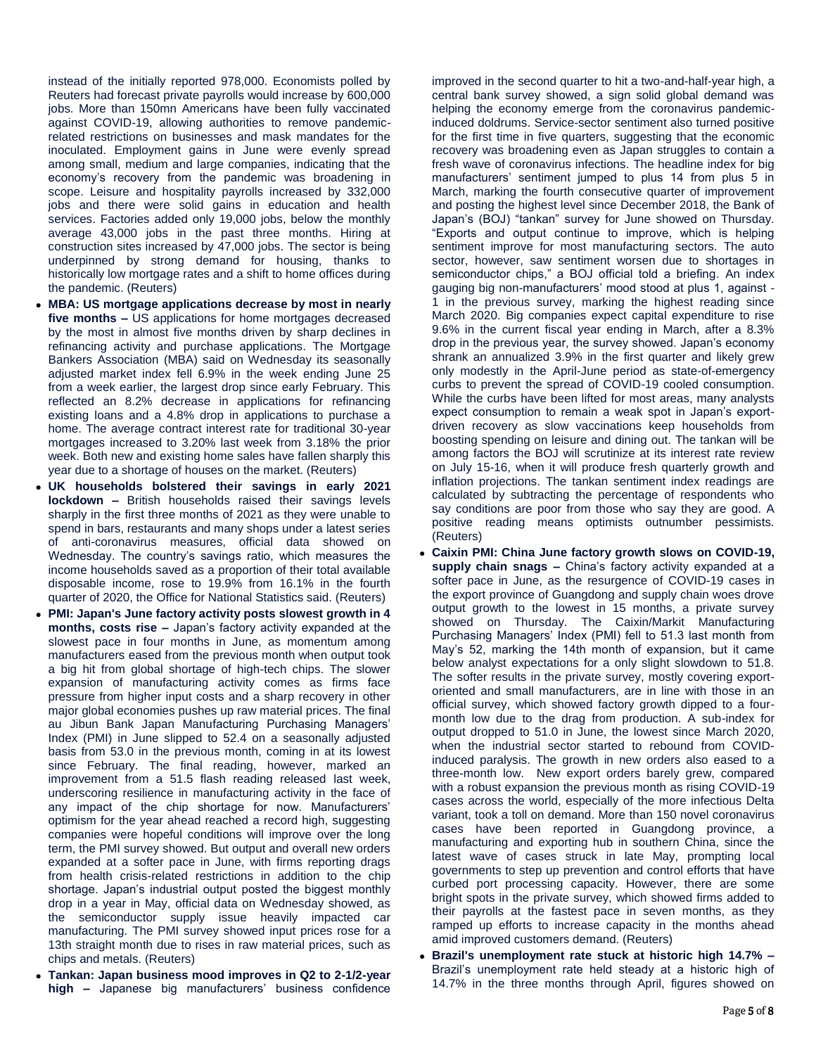instead of the initially reported 978,000. Economists polled by Reuters had forecast private payrolls would increase by 600,000 jobs. More than 150mn Americans have been fully vaccinated against COVID-19, allowing authorities to remove pandemic-related restrictions on businesses and mask mandates for the inoculated. Employment gains in June were evenly spread among small, medium and large companies, indicating that the economy's recovery from the pandemic was broadening in scope. Leisure and hospitality payrolls increased by 332,000 jobs and there were solid gains in education and health services. Factories added only 19,000 jobs, below the monthly average 43,000 jobs in the past three months. Hiring at construction sites increased by 47,000 jobs. The sector is being underpinned by strong demand for housing, thanks to historically low mortgage rates and a shift to home offices during the pandemic. (Reuters)

- **MBA: US mortgage applications decrease by most in nearly five months –** US applications for home mortgages decreased by the most in almost five months driven by sharp declines in refinancing activity and purchase applications. The Mortgage Bankers Association (MBA) said on Wednesday its seasonally adjusted market index fell 6.9% in the week ending June 25 from a week earlier, the largest drop since early February. This reflected an 8.2% decrease in applications for refinancing existing loans and a 4.8% drop in applications to purchase a home. The average contract interest rate for traditional 30-year mortgages increased to 3.20% last week from 3.18% the prior week. Both new and existing home sales have fallen sharply this year due to a shortage of houses on the market. (Reuters)
- **UK households bolstered their savings in early 2021 lockdown –** British households raised their savings levels sharply in the first three months of 2021 as they were unable to spend in bars, restaurants and many shops under a latest series of anti-coronavirus measures, official data showed on Wednesday. The country's savings ratio, which measures the income households saved as a proportion of their total available disposable income, rose to 19.9% from 16.1% in the fourth quarter of 2020, the Office for National Statistics said. (Reuters)
- **PMI: Japan's June factory activity posts slowest growth in 4 months, costs rise –** Japan's factory activity expanded at the slowest pace in four months in June, as momentum among manufacturers eased from the previous month when output took a big hit from global shortage of high-tech chips. The slower expansion of manufacturing activity comes as firms face pressure from higher input costs and a sharp recovery in other major global economies pushes up raw material prices. The final au Jibun Bank Japan Manufacturing Purchasing Managers' Index (PMI) in June slipped to 52.4 on a seasonally adjusted basis from 53.0 in the previous month, coming in at its lowest since February. The final reading, however, marked an improvement from a 51.5 flash reading released last week, underscoring resilience in manufacturing activity in the face of any impact of the chip shortage for now. Manufacturers' optimism for the year ahead reached a record high, suggesting companies were hopeful conditions will improve over the long term, the PMI survey showed. But output and overall new orders expanded at a softer pace in June, with firms reporting drags from health crisis-related restrictions in addition to the chip shortage. Japan's industrial output posted the biggest monthly drop in a year in May, official data on Wednesday showed, as the semiconductor supply issue heavily impacted car manufacturing. The PMI survey showed input prices rose for a 13th straight month due to rises in raw material prices, such as chips and metals. (Reuters)
- **Tankan: Japan business mood improves in Q2 to 2-1/2-year high –** Japanese big manufacturers' business confidence improved in the second quarter to hit a two-and-half-year high, a central bank survey showed, a sign solid global demand was helping the economy emerge from the coronavirus pandemic-induced doldrums. Service-sector sentiment also turned positive for the first time in five quarters, suggesting that the economic recovery was broadening even as Japan struggles to contain a fresh wave of coronavirus infections. The headline index for big manufacturers' sentiment jumped to plus 14 from plus 5 in March, marking the fourth consecutive quarter of improvement and posting the highest level since December 2018, the Bank of Japan's (BOJ) "tankan" survey for June showed on Thursday. "Exports and output continue to improve, which is helping sentiment improve for most manufacturing sectors. The auto sector, however, saw sentiment worsen due to shortages in semiconductor chips," a BOJ official told a briefing. An index gauging big non-manufacturers' mood stood at plus 1, against -1 in the previous survey, marking the highest reading since March 2020. Big companies expect capital expenditure to rise 9.6% in the current fiscal year ending in March, after a 8.3% drop in the previous year, the survey showed. Japan's economy shrank an annualized 3.9% in the first quarter and likely grew only modestly in the April-June period as state-of-emergency curbs to prevent the spread of COVID-19 cooled consumption. While the curbs have been lifted for most areas, many analysts expect consumption to remain a weak spot in Japan's export-driven recovery as slow vaccinations keep households from boosting spending on leisure and dining out. The tankan will be among factors the BOJ will scrutinize at its interest rate review on July 15-16, when it will produce fresh quarterly growth and inflation projections. The tankan sentiment index readings are calculated by subtracting the percentage of respondents who say conditions are poor from those who say they are good. A positive reading means optimists outnumber pessimists. (Reuters)
- **Caixin PMI: China June factory growth slows on COVID-19, supply chain snags –** China's factory activity expanded at a softer pace in June, as the resurgence of COVID-19 cases in the export province of Guangdong and supply chain woes drove output growth to the lowest in 15 months, a private survey showed on Thursday. The Caixin/Markit Manufacturing Purchasing Managers' Index (PMI) fell to 51.3 last month from May's 52, marking the 14th month of expansion, but it came below analyst expectations for a only slight slowdown to 51.8. The softer results in the private survey, mostly covering export-oriented and small manufacturers, are in line with those in an official survey, which showed factory growth dipped to a four-month low due to the drag from production. A sub-index for output dropped to 51.0 in June, the lowest since March 2020, when the industrial sector started to rebound from COVID-induced paralysis. The growth in new orders also eased to a three-month low. New export orders barely grew, compared with a robust expansion the previous month as rising COVID-19 cases across the world, especially of the more infectious Delta variant, took a toll on demand. More than 150 novel coronavirus cases have been reported in Guangdong province, a manufacturing and exporting hub in southern China, since the latest wave of cases struck in late May, prompting local governments to step up prevention and control efforts that have curbed port processing capacity. However, there are some bright spots in the private survey, which showed firms added to their payrolls at the fastest pace in seven months, as they ramped up efforts to increase capacity in the months ahead amid improved customers demand. (Reuters)
- **Brazil's unemployment rate stuck at historic high 14.7% –** Brazil's unemployment rate held steady at a historic high of 14.7% in the three months through April, figures showed on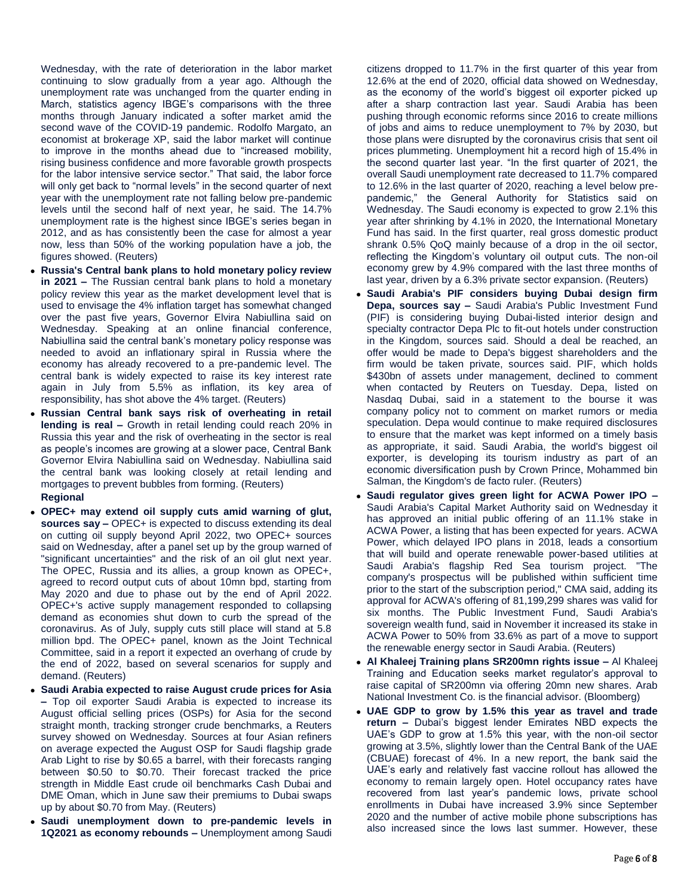Wednesday, with the rate of deterioration in the labor market continuing to slow gradually from a year ago. Although the unemployment rate was unchanged from the quarter ending in March, statistics agency IBGE's comparisons with the three months through January indicated a softer market amid the second wave of the COVID-19 pandemic. Rodolfo Margato, an economist at brokerage XP, said the labor market will continue to improve in the months ahead due to "increased mobility, rising business confidence and more favorable growth prospects for the labor intensive service sector." That said, the labor force will only get back to "normal levels" in the second quarter of next year with the unemployment rate not falling below pre-pandemic levels until the second half of next year, he said. The 14.7% unemployment rate is the highest since IBGE's series began in 2012, and as has consistently been the case for almost a year now, less than 50% of the working population have a job, the figures showed. (Reuters)

- **Russia's Central bank plans to hold monetary policy review in 2021 –** The Russian central bank plans to hold a monetary policy review this year as the market development level that is used to envisage the 4% inflation target has somewhat changed over the past five years, Governor Elvira Nabiullina said on Wednesday. Speaking at an online financial conference, Nabiullina said the central bank's monetary policy response was needed to avoid an inflationary spiral in Russia where the economy has already recovered to a pre-pandemic level. The central bank is widely expected to raise its key interest rate again in July from 5.5% as inflation, its key area of responsibility, has shot above the 4% target. (Reuters)
- **Russian Central bank says risk of overheating in retail lending is real –** Growth in retail lending could reach 20% in Russia this year and the risk of overheating in the sector is real as people's incomes are growing at a slower pace, Central Bank Governor Elvira Nabiullina said on Wednesday. Nabiullina said the central bank was looking closely at retail lending and mortgages to prevent bubbles from forming. (Reuters)

**Regional**

- **OPEC+ may extend oil supply cuts amid warning of glut, sources say –** OPEC+ is expected to discuss extending its deal on cutting oil supply beyond April 2022, two OPEC+ sources said on Wednesday, after a panel set up by the group warned of "significant uncertainties" and the risk of an oil glut next year. The OPEC, Russia and its allies, a group known as OPEC+, agreed to record output cuts of about 10mn bpd, starting from May 2020 and due to phase out by the end of April 2022. OPEC+'s active supply management responded to collapsing demand as economies shut down to curb the spread of the coronavirus. As of July, supply cuts still place will stand at 5.8 million bpd. The OPEC+ panel, known as the Joint Technical Committee, said in a report it expected an overhang of crude by the end of 2022, based on several scenarios for supply and demand. (Reuters)
- **Saudi Arabia expected to raise August crude prices for Asia –** Top oil exporter Saudi Arabia is expected to increase its August official selling prices (OSPs) for Asia for the second straight month, tracking stronger crude benchmarks, a Reuters survey showed on Wednesday. Sources at four Asian refiners on average expected the August OSP for Saudi flagship grade Arab Light to rise by $0.65 a barrel, with their forecasts ranging between $0.50 to $0.70. Their forecast tracked the price strength in Middle East crude oil benchmarks Cash Dubai and DME Oman, which in June saw their premiums to Dubai swaps up by about $0.70 from May. (Reuters)
- **Saudi unemployment down to pre-pandemic levels in 1Q2021 as economy rebounds –** Unemployment among Saudi citizens dropped to 11.7% in the first quarter of this year from 12.6% at the end of 2020, official data showed on Wednesday, as the economy of the world's biggest oil exporter picked up after a sharp contraction last year. Saudi Arabia has been pushing through economic reforms since 2016 to create millions of jobs and aims to reduce unemployment to 7% by 2030, but those plans were disrupted by the coronavirus crisis that sent oil prices plummeting. Unemployment hit a record high of 15.4% in the second quarter last year. "In the first quarter of 2021, the overall Saudi unemployment rate decreased to 11.7% compared to 12.6% in the last quarter of 2020, reaching a level below pre-pandemic," the General Authority for Statistics said on Wednesday. The Saudi economy is expected to grow 2.1% this year after shrinking by 4.1% in 2020, the International Monetary Fund has said. In the first quarter, real gross domestic product shrank 0.5% QoQ mainly because of a drop in the oil sector, reflecting the Kingdom's voluntary oil output cuts. The non-oil economy grew by 4.9% compared with the last three months of last year, driven by a 6.3% private sector expansion. (Reuters)
- **Saudi Arabia's PIF considers buying Dubai design firm Depa, sources say –** Saudi Arabia's Public Investment Fund (PIF) is considering buying Dubai-listed interior design and specialty contractor Depa Plc to fit-out hotels under construction in the Kingdom, sources said. Should a deal be reached, an offer would be made to Depa's biggest shareholders and the firm would be taken private, sources said. PIF, which holds $430bn of assets under management, declined to comment when contacted by Reuters on Tuesday. Depa, listed on Nasdaq Dubai, said in a statement to the bourse it was company policy not to comment on market rumors or media speculation. Depa would continue to make required disclosures to ensure that the market was kept informed on a timely basis as appropriate, it said. Saudi Arabia, the world's biggest oil exporter, is developing its tourism industry as part of an economic diversification push by Crown Prince, Mohammed bin Salman, the Kingdom's de facto ruler. (Reuters)
- **Saudi regulator gives green light for ACWA Power IPO –** Saudi Arabia's Capital Market Authority said on Wednesday it has approved an initial public offering of an 11.1% stake in ACWA Power, a listing that has been expected for years. ACWA Power, which delayed IPO plans in 2018, leads a consortium that will build and operate renewable power-based utilities at Saudi Arabia's flagship Red Sea tourism project. "The company's prospectus will be published within sufficient time prior to the start of the subscription period," CMA said, adding its approval for ACWA's offering of 81,199,299 shares was valid for six months. The Public Investment Fund, Saudi Arabia's sovereign wealth fund, said in November it increased its stake in ACWA Power to 50% from 33.6% as part of a move to support the renewable energy sector in Saudi Arabia. (Reuters)
- **Al Khaleej Training plans SR200mn rights issue –** Al Khaleej Training and Education seeks market regulator's approval to raise capital of SR200mn via offering 20mn new shares. Arab National Investment Co. is the financial advisor. (Bloomberg)
- **UAE GDP to grow by 1.5% this year as travel and trade return –** Dubai's biggest lender Emirates NBD expects the UAE's GDP to grow at 1.5% this year, with the non-oil sector growing at 3.5%, slightly lower than the Central Bank of the UAE (CBUAE) forecast of 4%. In a new report, the bank said the UAE's early and relatively fast vaccine rollout has allowed the economy to remain largely open. Hotel occupancy rates have recovered from last year's pandemic lows, private school enrollments in Dubai have increased 3.9% since September 2020 and the number of active mobile phone subscriptions has also increased since the lows last summer. However, these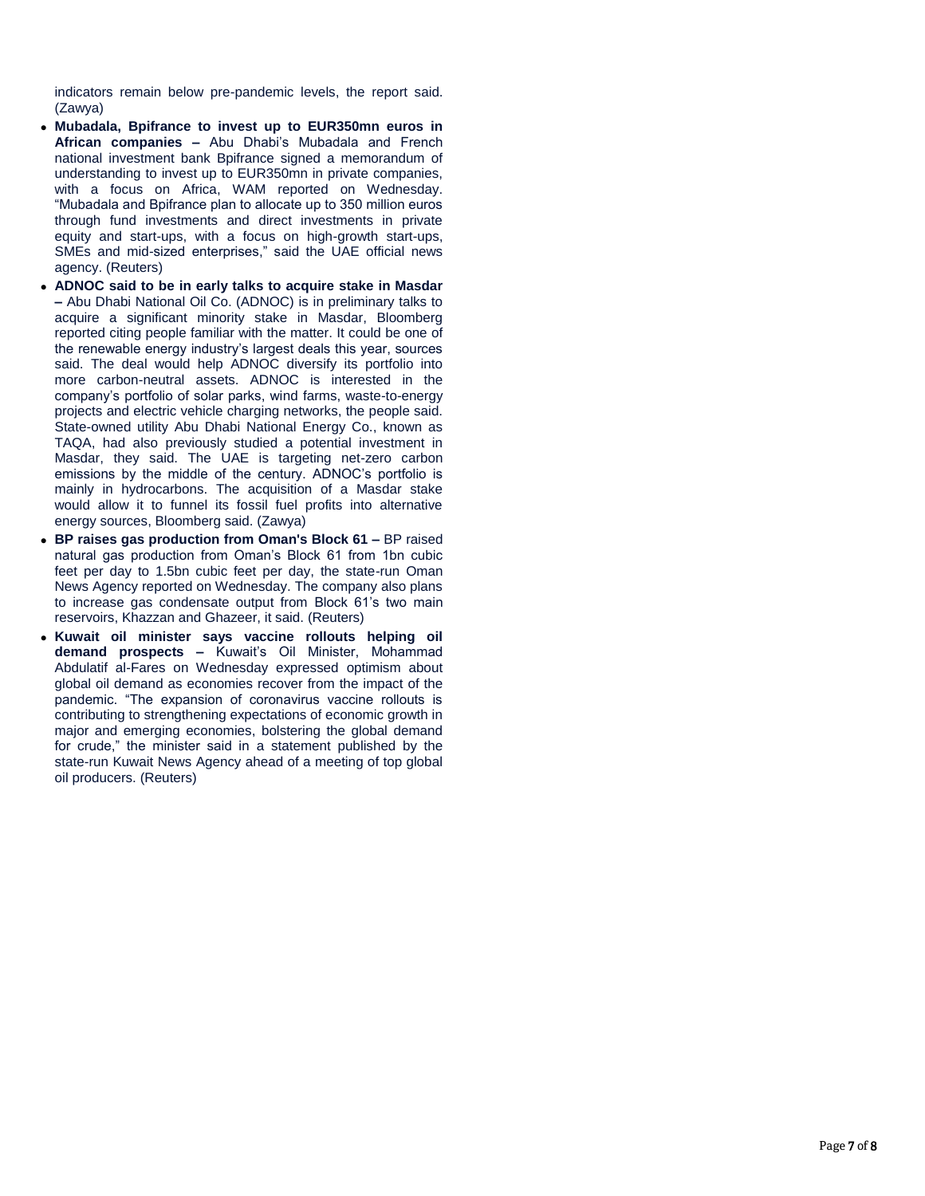indicators remain below pre-pandemic levels, the report said. (Zawya)

- **Mubadala, Bpifrance to invest up to EUR350mn euros in African companies –** Abu Dhabi's Mubadala and French national investment bank Bpifrance signed a memorandum of understanding to invest up to EUR350mn in private companies, with a focus on Africa, WAM reported on Wednesday. "Mubadala and Bpifrance plan to allocate up to 350 million euros through fund investments and direct investments in private equity and start-ups, with a focus on high-growth start-ups, SMEs and mid-sized enterprises," said the UAE official news agency. (Reuters)
- **ADNOC said to be in early talks to acquire stake in Masdar –** Abu Dhabi National Oil Co. (ADNOC) is in preliminary talks to acquire a significant minority stake in Masdar, Bloomberg reported citing people familiar with the matter. It could be one of the renewable energy industry's largest deals this year, sources said. The deal would help ADNOC diversify its portfolio into more carbon-neutral assets. ADNOC is interested in the company's portfolio of solar parks, wind farms, waste-to-energy projects and electric vehicle charging networks, the people said. State-owned utility Abu Dhabi National Energy Co., known as TAQA, had also previously studied a potential investment in Masdar, they said. The UAE is targeting net-zero carbon emissions by the middle of the century. ADNOC's portfolio is mainly in hydrocarbons. The acquisition of a Masdar stake would allow it to funnel its fossil fuel profits into alternative energy sources, Bloomberg said. (Zawya)
- **BP raises gas production from Oman's Block 61 –** BP raised natural gas production from Oman's Block 61 from 1bn cubic feet per day to 1.5bn cubic feet per day, the state-run Oman News Agency reported on Wednesday. The company also plans to increase gas condensate output from Block 61's two main reservoirs, Khazzan and Ghazeer, it said. (Reuters)
- **Kuwait oil minister says vaccine rollouts helping oil demand prospects –** Kuwait's Oil Minister, Mohammad Abdulatif al-Fares on Wednesday expressed optimism about global oil demand as economies recover from the impact of the pandemic. "The expansion of coronavirus vaccine rollouts is contributing to strengthening expectations of economic growth in major and emerging economies, bolstering the global demand for crude," the minister said in a statement published by the state-run Kuwait News Agency ahead of a meeting of top global oil producers. (Reuters)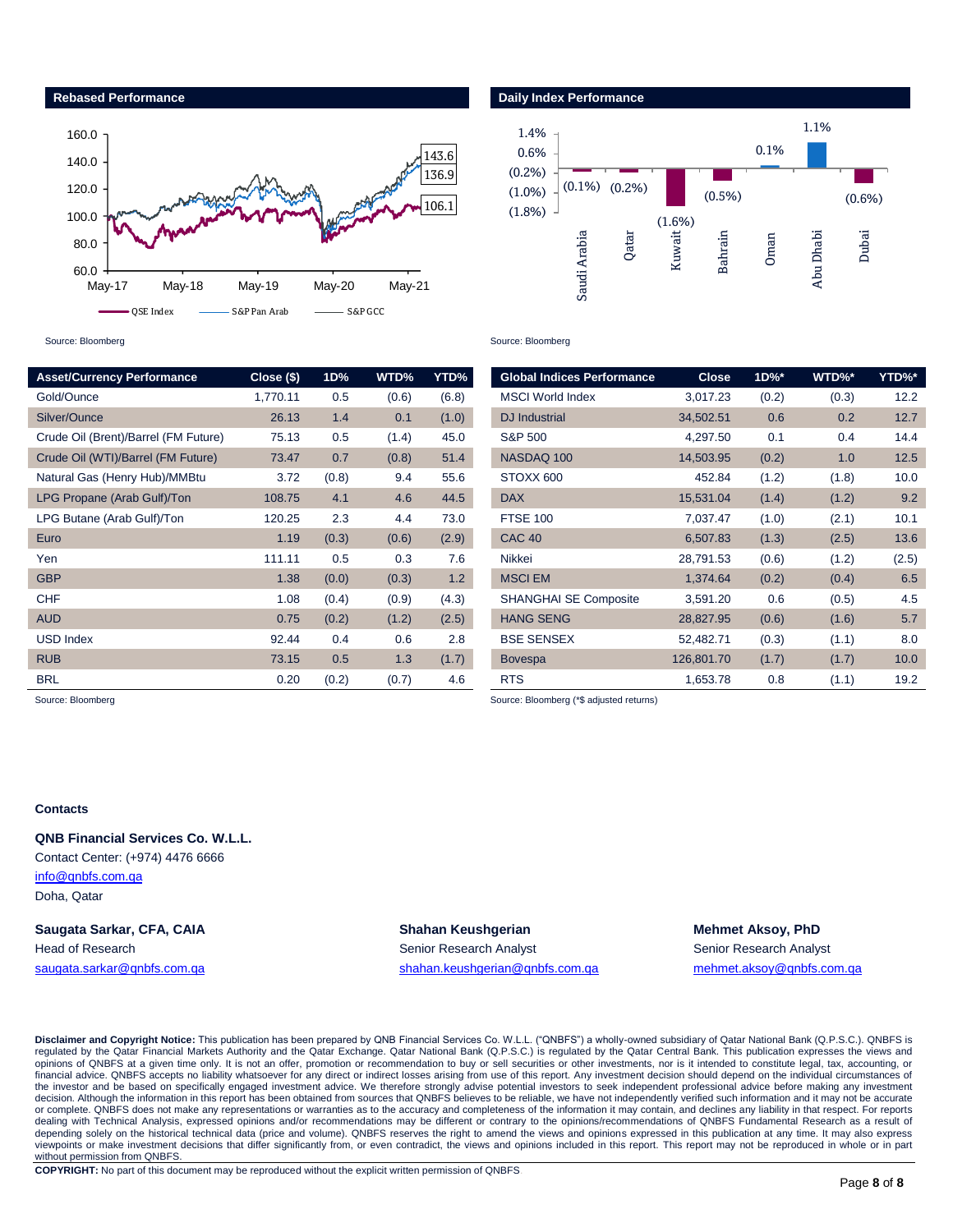**Rebased Performance**

160.0
140.0
120.0
100.0
80.0
60.0

May-17 May-18 May-19 May-20 May-21

143.6
136.9
106.1

QSE Index S&P Pan Arab S&P GCC

Source: Bloomberg

**Daily Index Performance**

1.4%
0.6%
(0.2%)
(1.0%)
(1.8%)

(0.1%) (0.2%) (1.6%) (0.5%) 0.1% 1.1% (0.6%)

Saudi Arabia Qatar Kuwait Bahrain Oman Abu Dhabi Dubai

Source: Bloomberg

| Asset/Currency Performance | Close ($) | 1D% | WTD% | YTD% |
|---|---|---|---|---|
| Gold/Ounce | 1,770.11 | 0.5 | (0.6) | (6.8) |
| Silver/Ounce | 26.13 | 1.4 | 0.1 | (1.0) |
| Crude Oil (Brent)/Barrel (FM Future) | 75.13 | 0.5 | (1.4) | 45.0 |
| Crude Oil (WTI)/Barrel (FM Future) | 73.47 | 0.7 | (0.8) | 51.4 |
| Natural Gas (Henry Hub)/MMBtu | 3.72 | (0.8) | 9.4 | 55.6 |
| LPG Propane (Arab Gulf)/Ton | 108.75 | 4.1 | 4.6 | 44.5 |
| LPG Butane (Arab Gulf)/Ton | 120.25 | 2.3 | 4.4 | 73.0 |
| Euro | 1.19 | (0.3) | (0.6) | (2.9) |
| Yen | 111.11 | 0.5 | 0.3 | 7.6 |
| GBP | 1.38 | (0.0) | (0.3) | 1.2 |
| CHF | 1.08 | (0.4) | (0.9) | (4.3) |
| AUD | 0.75 | (0.2) | (1.2) | (2.5) |
| USD Index | 92.44 | 0.4 | 0.6 | 2.8 |
| RUB | 73.15 | 0.5 | 1.3 | (1.7) |
| BRL | 0.20 | (0.2) | (0.7) | 4.6 |

Source: Bloomberg

| Global Indices Performance | Close | 1D%* | WTD%* | YTD%* |
|---|---|---|---|---|
| MSCI World Index | 3,017.23 | (0.2) | (0.3) | 12.2 |
| DJ Industrial | 34,502.51 | 0.6 | 0.2 | 12.7 |
| S&P 500 | 4,297.50 | 0.1 | 0.4 | 14.4 |
| NASDAQ 100 | 14,503.95 | (0.2) | 1.0 | 12.5 |
| STOXX 600 | 452.84 | (1.2) | (1.8) | 10.0 |
| DAX | 15,531.04 | (1.4) | (1.2) | 9.2 |
| FTSE 100 | 7,037.47 | (1.0) | (2.1) | 10.1 |
| CAC 40 | 6,507.83 | (1.3) | (2.5) | 13.6 |
| Nikkei | 28,791.53 | (0.6) | (1.2) | (2.5) |
| MSCI EM | 1,374.64 | (0.2) | (0.4) | 6.5 |
| SHANGHAI SE Composite | 3,591.20 | 0.6 | (0.5) | 4.5 |
| HANG SENG | 28,827.95 | (0.6) | (1.6) | 5.7 |
| BSE SENSEX | 52,482.71 | (0.3) | (1.1) | 8.0 |
| Bovespa | 126,801.70 | (1.7) | (1.7) | 10.0 |
| RTS | 1,653.78 | 0.8 | (1.1) | 19.2 |

Source: Bloomberg (*$ adjusted returns)

**Contacts**

**QNB Financial Services Co. W.L.L.**
Contact Center: (+974) 4476 6666
info@qnbfs.com.qa
Doha, Qatar

**Saugata Sarkar, CFA, CAIA**
Head of Research
saugata.sarkar@qnbfs.com.qa

**Shahan Keushgerian**
Senior Research Analyst
shahan.keushgerian@qnbfs.com.qa

**Mehmet Aksoy, PhD**
Senior Research Analyst
mehmet.aksoy@qnbfs.com.qa

**Disclaimer and Copyright Notice:** This publication has been prepared by QNB Financial Services Co. W.L.L. ("QNBFS") a wholly-owned subsidiary of Qatar National Bank (Q.P.S.C.). QNBFS is regulated by the Qatar Financial Markets Authority and the Qatar Exchange. Qatar National Bank (Q.P.S.C.) is regulated by the Qatar Central Bank. This publication expresses the views and opinions of QNBFS at a given time only. It is not an offer, promotion or recommendation to buy or sell securities or other investments, nor is it intended to constitute legal, tax, accounting, or financial advice. QNBFS accepts no liability whatsoever for any direct or indirect losses arising from use of this report. Any investment decision should depend on the individual circumstances of the investor and be based on specifically engaged investment advice. We therefore strongly advise potential investors to seek independent professional advice before making any investment decision. Although the information in this report has been obtained from sources that QNBFS believes to be reliable, we have not independently verified such information and it may not be accurate or complete. QNBFS does not make any representations or warranties as to the accuracy and completeness of the information it may contain, and declines any liability in that respect. For reports dealing with Technical Analysis, expressed opinions and/or recommendations may be different or contrary to the opinions/recommendations of QNBFS Fundamental Research as a result of depending solely on the historical technical data (price and volume). QNBFS reserves the right to amend the views and opinions expressed in this publication at any time. It may also express viewpoints or make investment decisions that differ significantly from, or even contradict, the views and opinions included in this report. This report may not be reproduced in whole or in part without permission from QNBFS.

**COPYRIGHT:** No part of this document may be reproduced without the explicit written permission of QNBFS